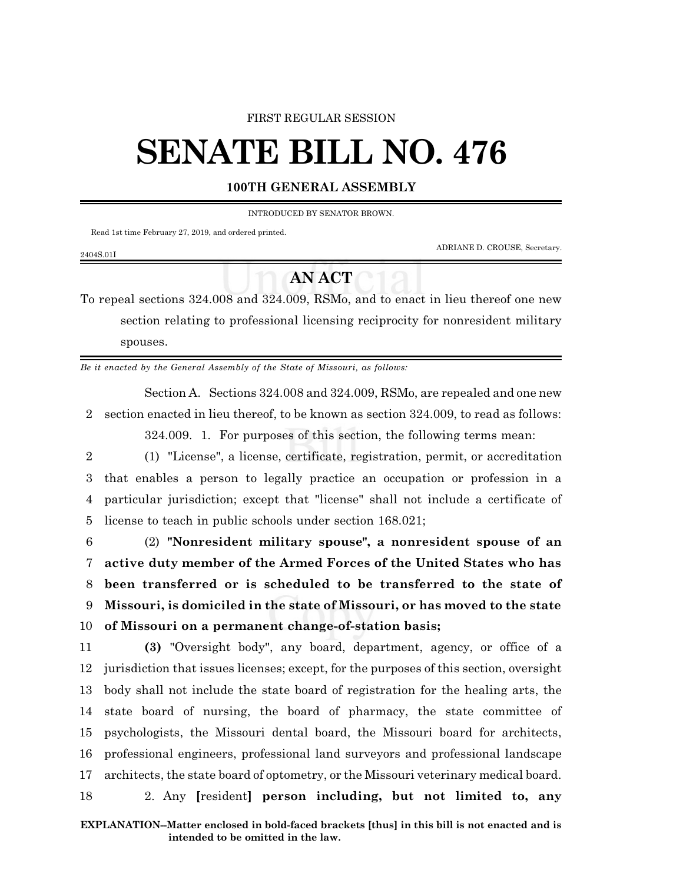FIRST REGULAR SESSION

# SENATE BILL NO. 476

**100TH GENERAL ASSEMBLY**

INTRODUCED BY SENATOR BROWN.

Read 1st time February 27, 2019, and ordered printed.

ADRIANE D. CROUSE, Secretary.

2404S.01I

## AN ACT

To repeal sections 324.008 and 324.009, RSMo, and to enact in lieu thereof one new section relating to professional licensing reciprocity for nonresident military spouses.

*Be it enacted by the General Assembly of the State of Missouri, as follows:*

Section A. Sections 324.008 and 324.009, RSMo, are repealed and one new section enacted in lieu thereof, to be known as section 324.009, to read as follows:

324.009. 1. For purposes of this section, the following terms mean:

(1) "License", a license, certificate, registration, permit, or accreditation that enables a person to legally practice an occupation or profession in a particular jurisdiction; except that "license" shall not include a certificate of license to teach in public schools under section 168.021;

(2) **"Nonresident military spouse", a nonresident spouse of an active duty member of the Armed Forces of the United States who has been transferred or is scheduled to be transferred to the state of Missouri, is domiciled in the state of Missouri, or has moved to the state of Missouri on a permanent change-of-station basis;**

**(3)** "Oversight body", any board, department, agency, or office of a jurisdiction that issues licenses; except, for the purposes of this section, oversight body shall not include the state board of registration for the healing arts, the state board of nursing, the board of pharmacy, the state committee of psychologists, the Missouri dental board, the Missouri board for architects, professional engineers, professional land surveyors and professional landscape architects, the state board of optometry, or the Missouri veterinary medical board.

2. Any **[**resident**]** **person including, but not limited to, any**

**EXPLANATION–Matter enclosed in bold-faced brackets [thus] in this bill is not enacted and is intended to be omitted in the law.**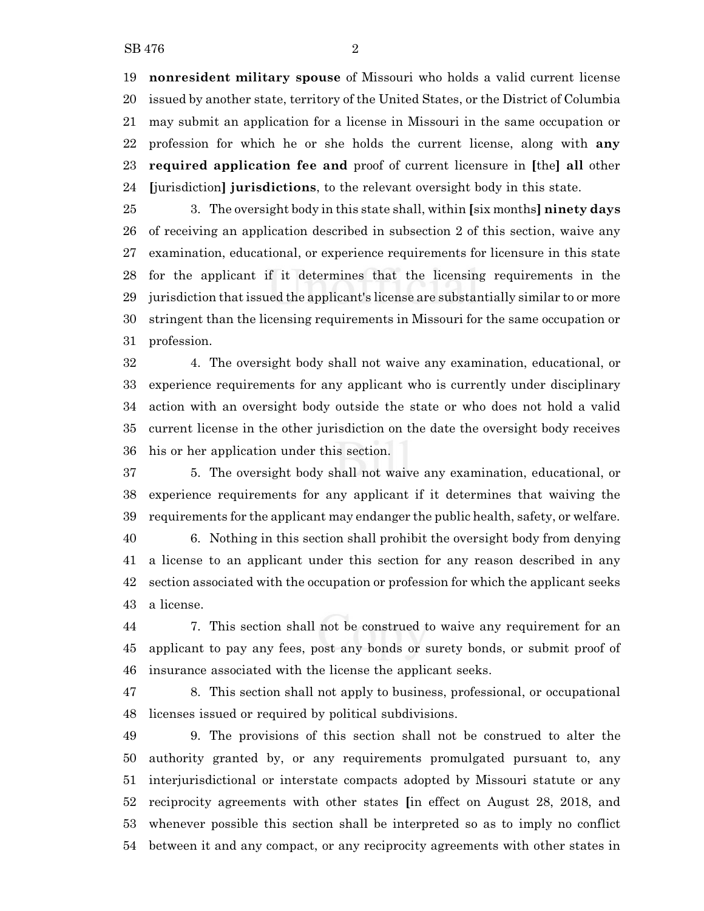**nonresident military spouse** of Missouri who holds a valid current license issued by another state, territory of the United States, or the District of Columbia may submit an application for a license in Missouri in the same occupation or profession for which he or she holds the current license, along with **any required application fee and** proof of current licensure in **[**the**]** **all** other **[**jurisdiction**]** **jurisdictions**, to the relevant oversight body in this state.

3. The oversight body in this state shall, within **[**six months**]** **ninety days** of receiving an application described in subsection 2 of this section, waive any examination, educational, or experience requirements for licensure in this state for the applicant if it determines that the licensing requirements in the jurisdiction that issued the applicant's license are substantially similar to or more stringent than the licensing requirements in Missouri for the same occupation or profession.

4. The oversight body shall not waive any examination, educational, or experience requirements for any applicant who is currently under disciplinary action with an oversight body outside the state or who does not hold a valid current license in the other jurisdiction on the date the oversight body receives his or her application under this section.

5. The oversight body shall not waive any examination, educational, or experience requirements for any applicant if it determines that waiving the requirements for the applicant may endanger the public health, safety, or welfare.

6. Nothing in this section shall prohibit the oversight body from denying a license to an applicant under this section for any reason described in any section associated with the occupation or profession for which the applicant seeks a license.

7. This section shall not be construed to waive any requirement for an applicant to pay any fees, post any bonds or surety bonds, or submit proof of insurance associated with the license the applicant seeks.

8. This section shall not apply to business, professional, or occupational licenses issued or required by political subdivisions.

9. The provisions of this section shall not be construed to alter the authority granted by, or any requirements promulgated pursuant to, any interjurisdictional or interstate compacts adopted by Missouri statute or any reciprocity agreements with other states **[**in effect on August 28, 2018, and whenever possible this section shall be interpreted so as to imply no conflict between it and any compact, or any reciprocity agreements with other states in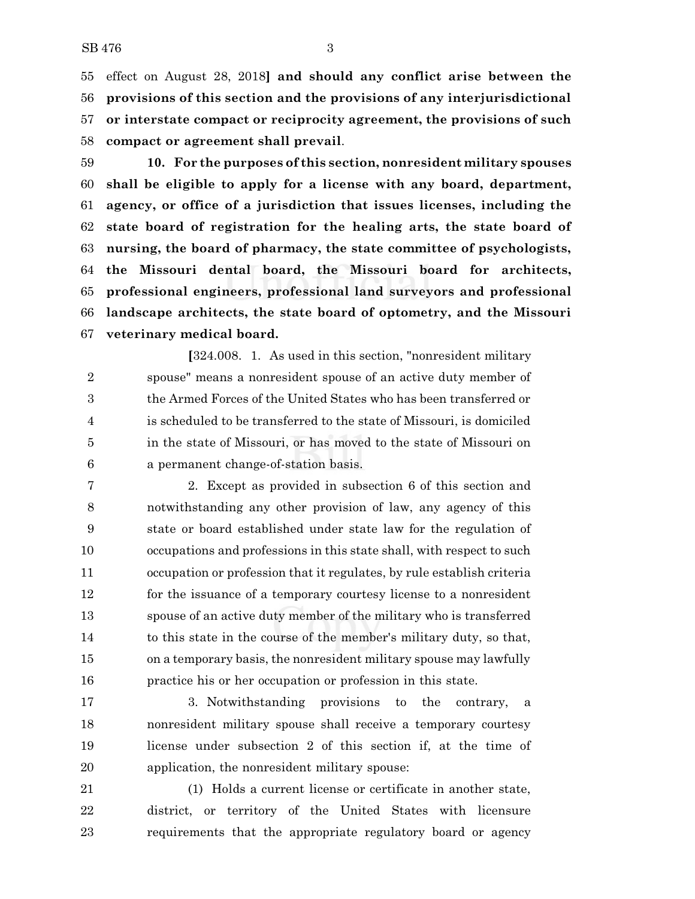effect on August 28, 2018] **and should any conflict arise between the provisions of this section and the provisions of any interjurisdictional or interstate compact or reciprocity agreement, the provisions of such compact or agreement shall prevail**.

**10. For the purposes of this section, nonresident military spouses shall be eligible to apply for a license with any board, department, agency, or office of a jurisdiction that issues licenses, including the state board of registration for the healing arts, the state board of nursing, the board of pharmacy, the state committee of psychologists, the Missouri dental board, the Missouri board for architects, professional engineers, professional land surveyors and professional landscape architects, the state board of optometry, and the Missouri veterinary medical board.**

[324.008. 1. As used in this section, "nonresident military spouse" means a nonresident spouse of an active duty member of the Armed Forces of the United States who has been transferred or is scheduled to be transferred to the state of Missouri, is domiciled in the state of Missouri, or has moved to the state of Missouri on a permanent change-of-station basis.

2. Except as provided in subsection 6 of this section and notwithstanding any other provision of law, any agency of this state or board established under state law for the regulation of occupations and professions in this state shall, with respect to such occupation or profession that it regulates, by rule establish criteria for the issuance of a temporary courtesy license to a nonresident spouse of an active duty member of the military who is transferred to this state in the course of the member's military duty, so that, on a temporary basis, the nonresident military spouse may lawfully practice his or her occupation or profession in this state.

3. Notwithstanding provisions to the contrary, a nonresident military spouse shall receive a temporary courtesy license under subsection 2 of this section if, at the time of application, the nonresident military spouse:

(1) Holds a current license or certificate in another state, district, or territory of the United States with licensure requirements that the appropriate regulatory board or agency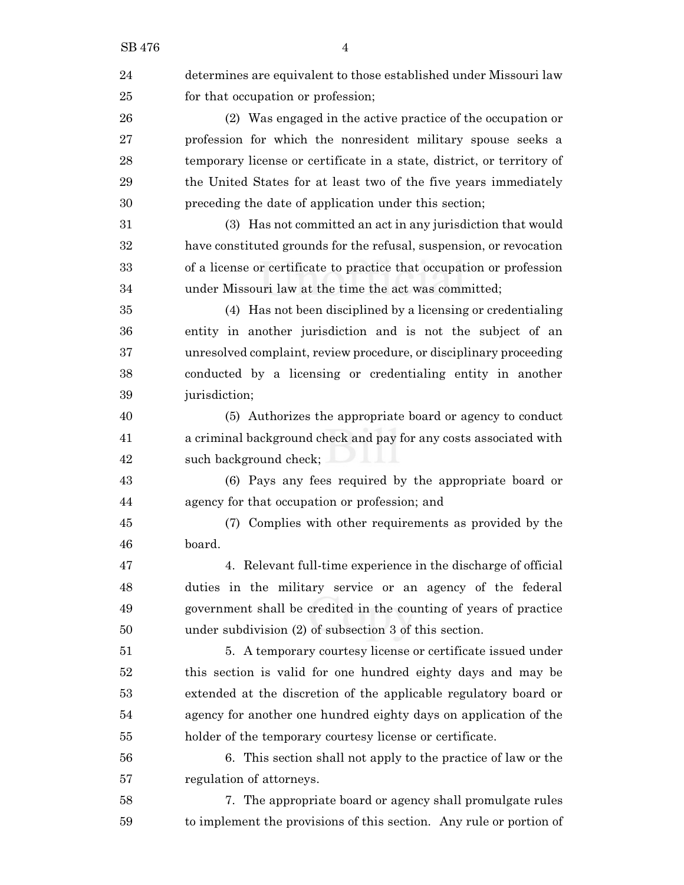determines are equivalent to those established under Missouri law for that occupation or profession;

(2) Was engaged in the active practice of the occupation or profession for which the nonresident military spouse seeks a temporary license or certificate in a state, district, or territory of the United States for at least two of the five years immediately preceding the date of application under this section;

(3) Has not committed an act in any jurisdiction that would have constituted grounds for the refusal, suspension, or revocation of a license or certificate to practice that occupation or profession under Missouri law at the time the act was committed;

(4) Has not been disciplined by a licensing or credentialing entity in another jurisdiction and is not the subject of an unresolved complaint, review procedure, or disciplinary proceeding conducted by a licensing or credentialing entity in another jurisdiction;

(5) Authorizes the appropriate board or agency to conduct a criminal background check and pay for any costs associated with such background check;

(6) Pays any fees required by the appropriate board or agency for that occupation or profession; and

(7) Complies with other requirements as provided by the board.

4. Relevant full-time experience in the discharge of official duties in the military service or an agency of the federal government shall be credited in the counting of years of practice under subdivision (2) of subsection 3 of this section.

5. A temporary courtesy license or certificate issued under this section is valid for one hundred eighty days and may be extended at the discretion of the applicable regulatory board or agency for another one hundred eighty days on application of the holder of the temporary courtesy license or certificate.

6. This section shall not apply to the practice of law or the regulation of attorneys.

7. The appropriate board or agency shall promulgate rules to implement the provisions of this section. Any rule or portion of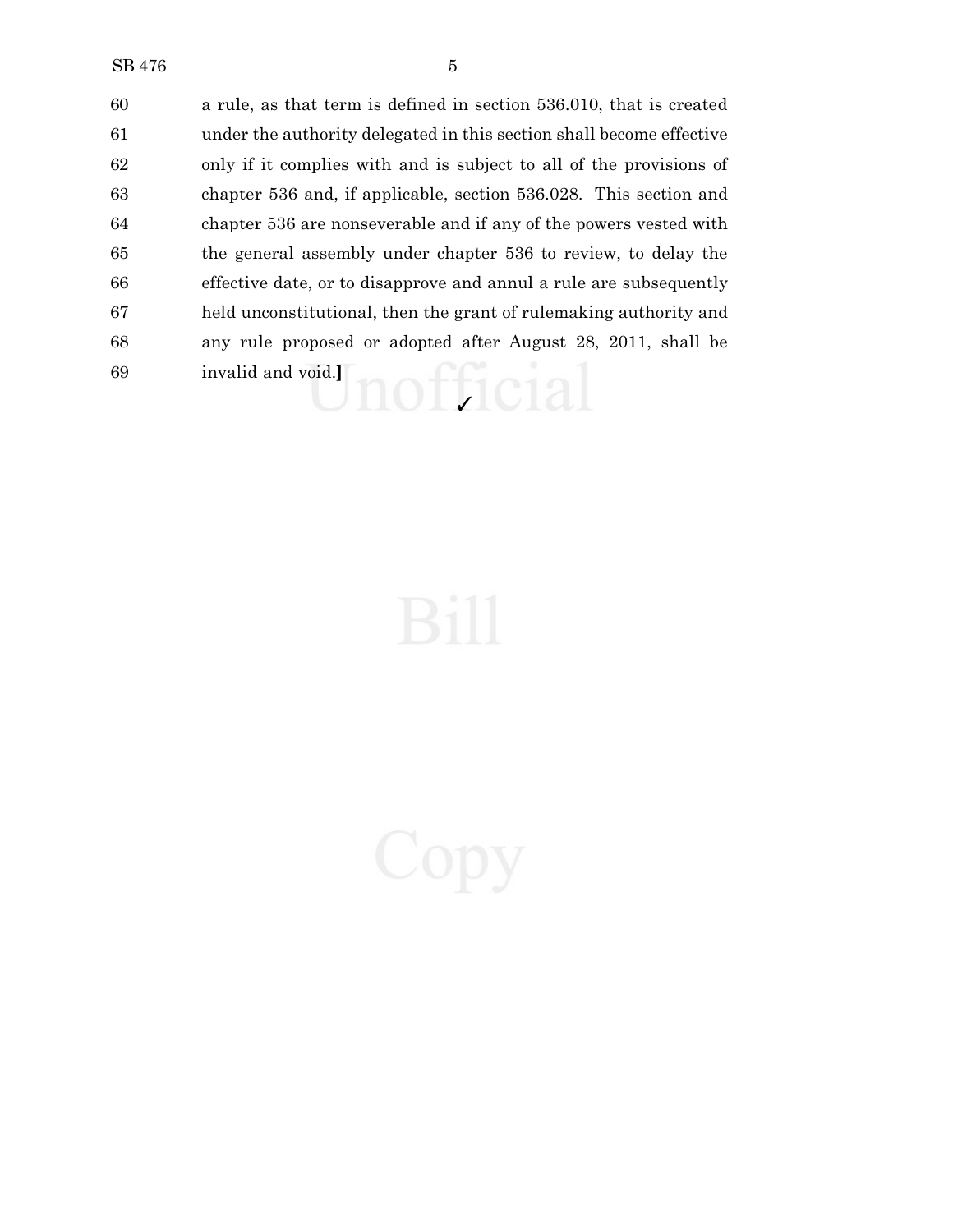a rule, as that term is defined in section 536.010, that is created under the authority delegated in this section shall become effective only if it complies with and is subject to all of the provisions of chapter 536 and, if applicable, section 536.028. This section and chapter 536 are nonseverable and if any of the powers vested with the general assembly under chapter 536 to review, to delay the effective date, or to disapprove and annul a rule are subsequently held unconstitutional, then the grant of rulemaking authority and any rule proposed or adopted after August 28, 2011, shall be invalid and void.**]**

✓